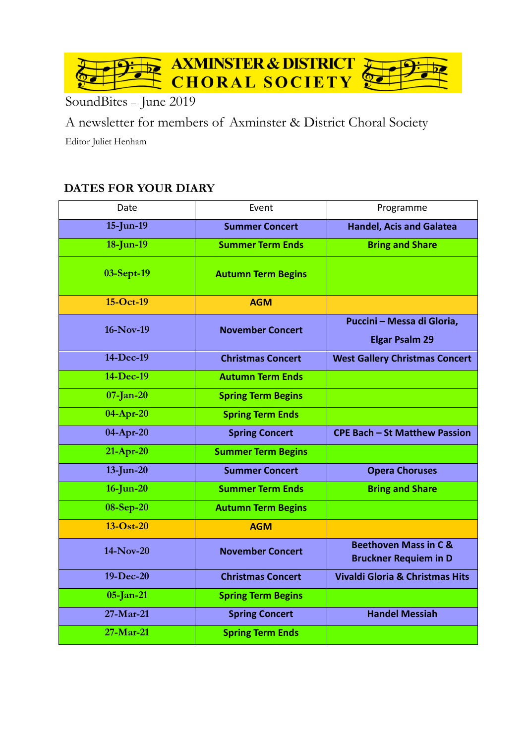# AXMINSTER & DISTRICT CHORAL SOCIETY

SoundBites – June 2019

A newsletter for members of Axminster & District Choral Society

Editor Juliet Henham

## DATES FOR YOUR DIARY

| Date | Event | Programme |
|---|---|---|
| 15-Jun-19 | Summer Concert | Handel, Acis and Galatea |
| 18-Jun-19 | Summer Term Ends | Bring and Share |
| 03-Sept-19 | Autumn Term Begins | |
| 15-Oct-19 | AGM | |
| 16-Nov-19 | November Concert | Puccini – Messa di Gloria, Elgar Psalm 29 |
| 14-Dec-19 | Christmas Concert | West Gallery Christmas Concert |
| 14-Dec-19 | Autumn Term Ends | |
| 07-Jan-20 | Spring Term Begins | |
| 04-Apr-20 | Spring Term Ends | |
| 04-Apr-20 | Spring Concert | CPE Bach – St Matthew Passion |
| 21-Apr-20 | Summer Term Begins | |
| 13-Jun-20 | Summer Concert | Opera Choruses |
| 16-Jun-20 | Summer Term Ends | Bring and Share |
| 08-Sep-20 | Autumn Term Begins | |
| 13-Ost-20 | AGM | |
| 14-Nov-20 | November Concert | Beethoven Mass in C & Bruckner Requiem in D |
| 19-Dec-20 | Christmas Concert | Vivaldi Gloria & Christmas Hits |
| 05-Jan-21 | Spring Term Begins | |
| 27-Mar-21 | Spring Concert | Handel Messiah |
| 27-Mar-21 | Spring Term Ends | |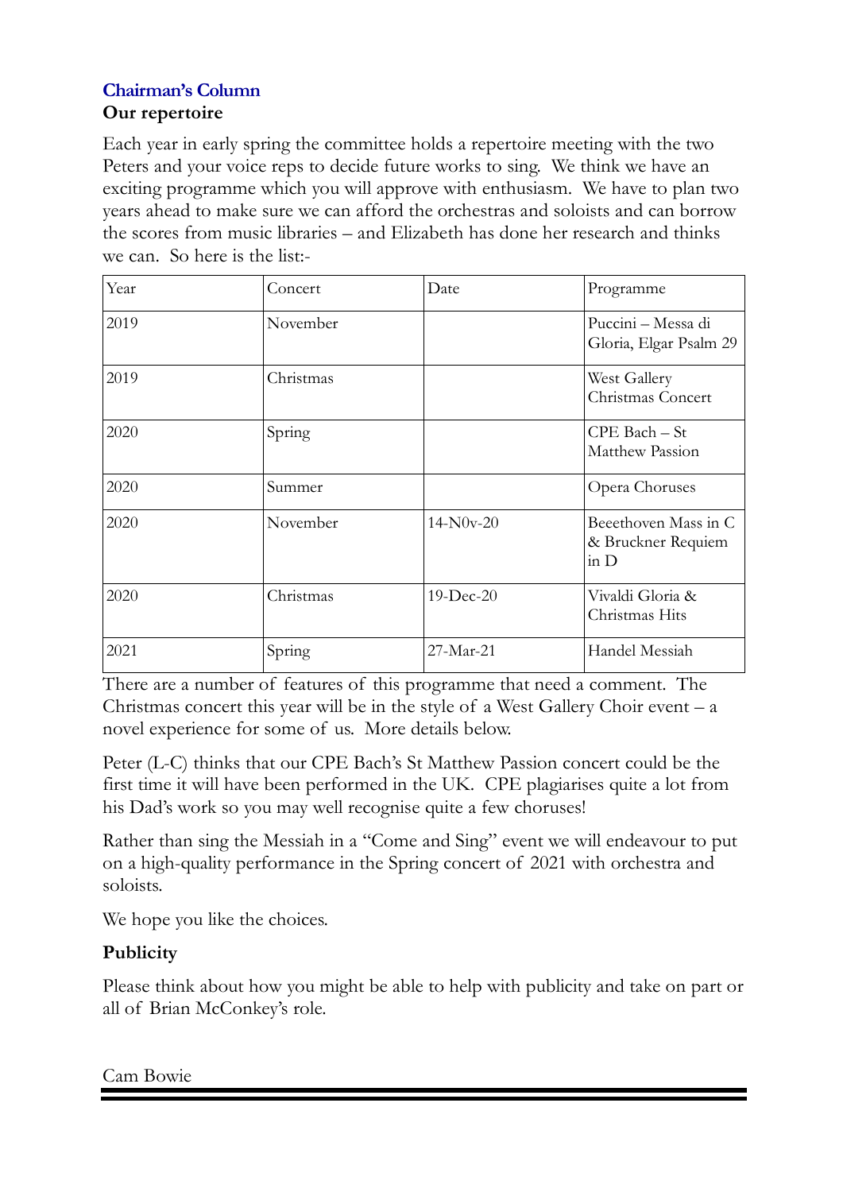## Chairman's Column

**Our repertoire**

Each year in early spring the committee holds a repertoire meeting with the two Peters and your voice reps to decide future works to sing. We think we have an exciting programme which you will approve with enthusiasm. We have to plan two years ahead to make sure we can afford the orchestras and soloists and can borrow the scores from music libraries – and Elizabeth has done her research and thinks we can. So here is the list:-

| Year | Concert | Date | Programme |
|---|---|---|---|
| 2019 | November | | Puccini – Messa di Gloria, Elgar Psalm 29 |
| 2019 | Christmas | | West Gallery Christmas Concert |
| 2020 | Spring | | CPE Bach – St Matthew Passion |
| 2020 | Summer | | Opera Choruses |
| 2020 | November | 14-N0v-20 | Beeethoven Mass in C & Bruckner Requiem in D |
| 2020 | Christmas | 19-Dec-20 | Vivaldi Gloria & Christmas Hits |
| 2021 | Spring | 27-Mar-21 | Handel Messiah |

There are a number of features of this programme that need a comment. The Christmas concert this year will be in the style of a West Gallery Choir event – a novel experience for some of us. More details below.

Peter (L-C) thinks that our CPE Bach's St Matthew Passion concert could be the first time it will have been performed in the UK. CPE plagiarises quite a lot from his Dad's work so you may well recognise quite a few choruses!

Rather than sing the Messiah in a "Come and Sing" event we will endeavour to put on a high-quality performance in the Spring concert of 2021 with orchestra and soloists.

We hope you like the choices.

**Publicity**

Please think about how you might be able to help with publicity and take on part or all of Brian McConkey's role.

Cam Bowie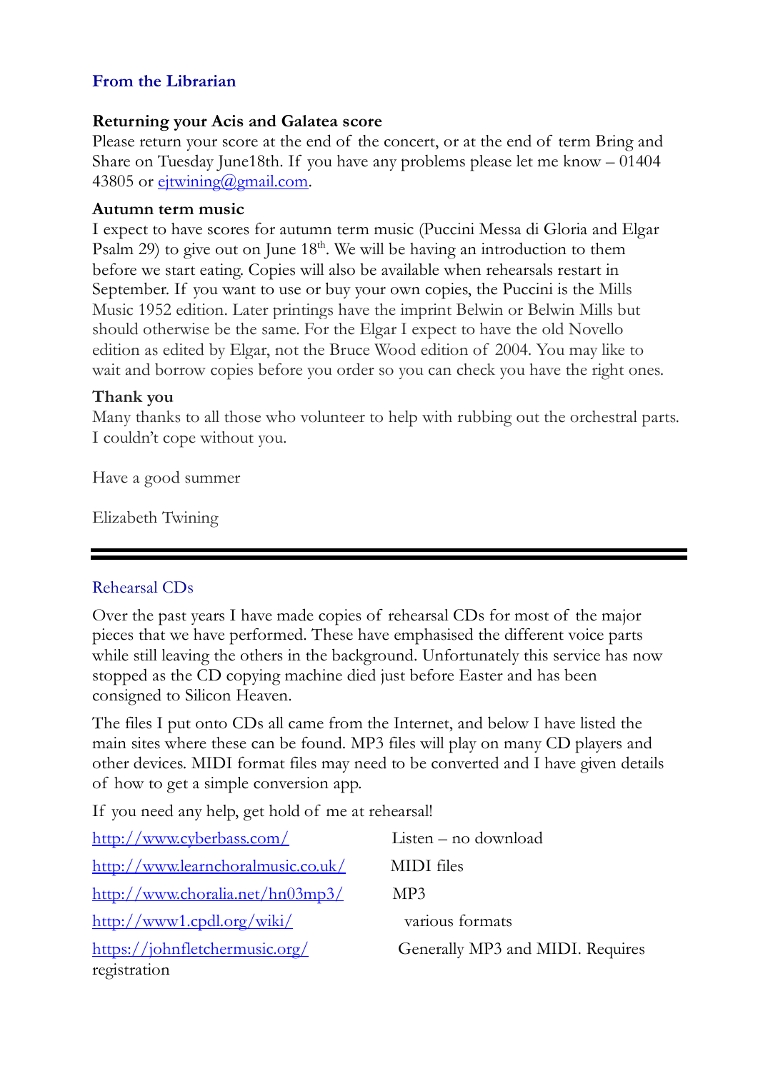## From the Librarian

**Returning your Acis and Galatea score**

Please return your score at the end of the concert, or at the end of term Bring and Share on Tuesday June18th. If you have any problems please let me know – 01404 43805 or ejtwining@gmail.com.

**Autumn term music**

I expect to have scores for autumn term music (Puccini Messa di Gloria and Elgar Psalm 29) to give out on June 18th. We will be having an introduction to them before we start eating. Copies will also be available when rehearsals restart in September. If you want to use or buy your own copies, the Puccini is the Mills Music 1952 edition. Later printings have the imprint Belwin or Belwin Mills but should otherwise be the same. For the Elgar I expect to have the old Novello edition as edited by Elgar, not the Bruce Wood edition of 2004. You may like to wait and borrow copies before you order so you can check you have the right ones.

**Thank you**

Many thanks to all those who volunteer to help with rubbing out the orchestral parts. I couldn't cope without you.

Have a good summer

Elizabeth Twining

---

## Rehearsal CDs

Over the past years I have made copies of rehearsal CDs for most of the major pieces that we have performed. These have emphasised the different voice parts while still leaving the others in the background. Unfortunately this service has now stopped as the CD copying machine died just before Easter and has been consigned to Silicon Heaven.

The files I put onto CDs all came from the Internet, and below I have listed the main sites where these can be found. MP3 files will play on many CD players and other devices. MIDI format files may need to be converted and I have given details of how to get a simple conversion app.

If you need any help, get hold of me at rehearsal!

| | |
|---|---|
| http://www.cyberbass.com/ | Listen – no download |
| http://www.learnchoralmusic.co.uk/ | MIDI files |
| http://www.choralia.net/hn03mp3/ | MP3 |
| http://www1.cpdl.org/wiki/ | various formats |
| https://johnfletchermusic.org/ | Generally MP3 and MIDI. Requires registration |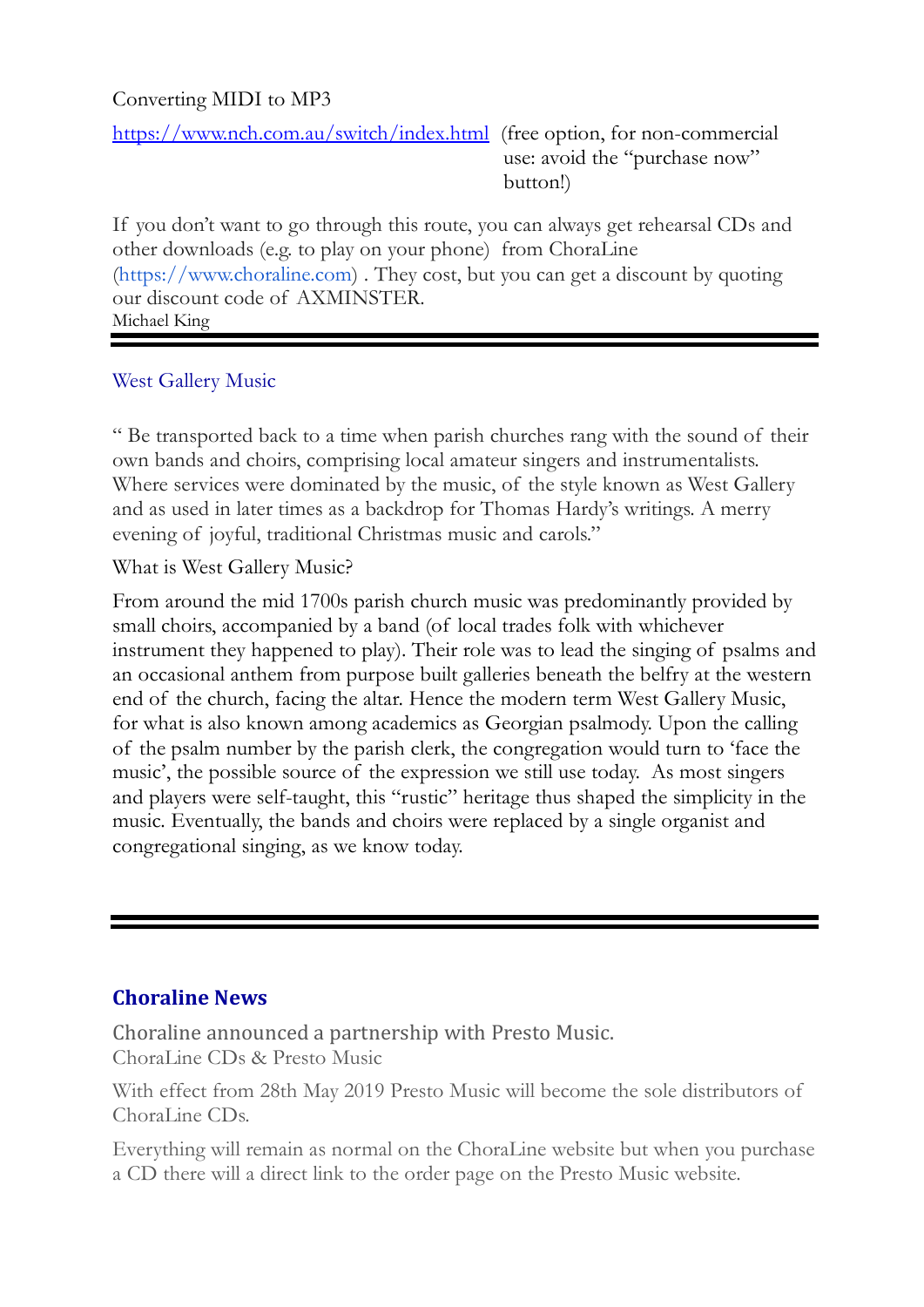Converting MIDI to MP3

[https://www.nch.com.au/switch/index.html](https://www.nch.com.au/switch/index.html) (free option, for non-commercial use: avoid the "purchase now" button!)

If you don't want to go through this route, you can always get rehearsal CDs and other downloads (e.g. to play on your phone) from ChoraLine (https://www.choraline.com) . They cost, but you can get a discount by quoting our discount code of AXMINSTER.

Michael King

---

## West Gallery Music

" Be transported back to a time when parish churches rang with the sound of their own bands and choirs, comprising local amateur singers and instrumentalists. Where services were dominated by the music, of the style known as West Gallery and as used in later times as a backdrop for Thomas Hardy's writings. A merry evening of joyful, traditional Christmas music and carols."

What is West Gallery Music?

From around the mid 1700s parish church music was predominantly provided by small choirs, accompanied by a band (of local trades folk with whichever instrument they happened to play). Their role was to lead the singing of psalms and an occasional anthem from purpose built galleries beneath the belfry at the western end of the church, facing the altar. Hence the modern term West Gallery Music, for what is also known among academics as Georgian psalmody. Upon the calling of the psalm number by the parish clerk, the congregation would turn to 'face the music', the possible source of the expression we still use today. As most singers and players were self-taught, this "rustic" heritage thus shaped the simplicity in the music. Eventually, the bands and choirs were replaced by a single organist and congregational singing, as we know today.

---

## Choraline News

### Choraline announced a partnership with Presto Music.

ChoraLine CDs & Presto Music

With effect from 28th May 2019 Presto Music will become the sole distributors of ChoraLine CDs.

Everything will remain as normal on the ChoraLine website but when you purchase a CD there will a direct link to the order page on the Presto Music website.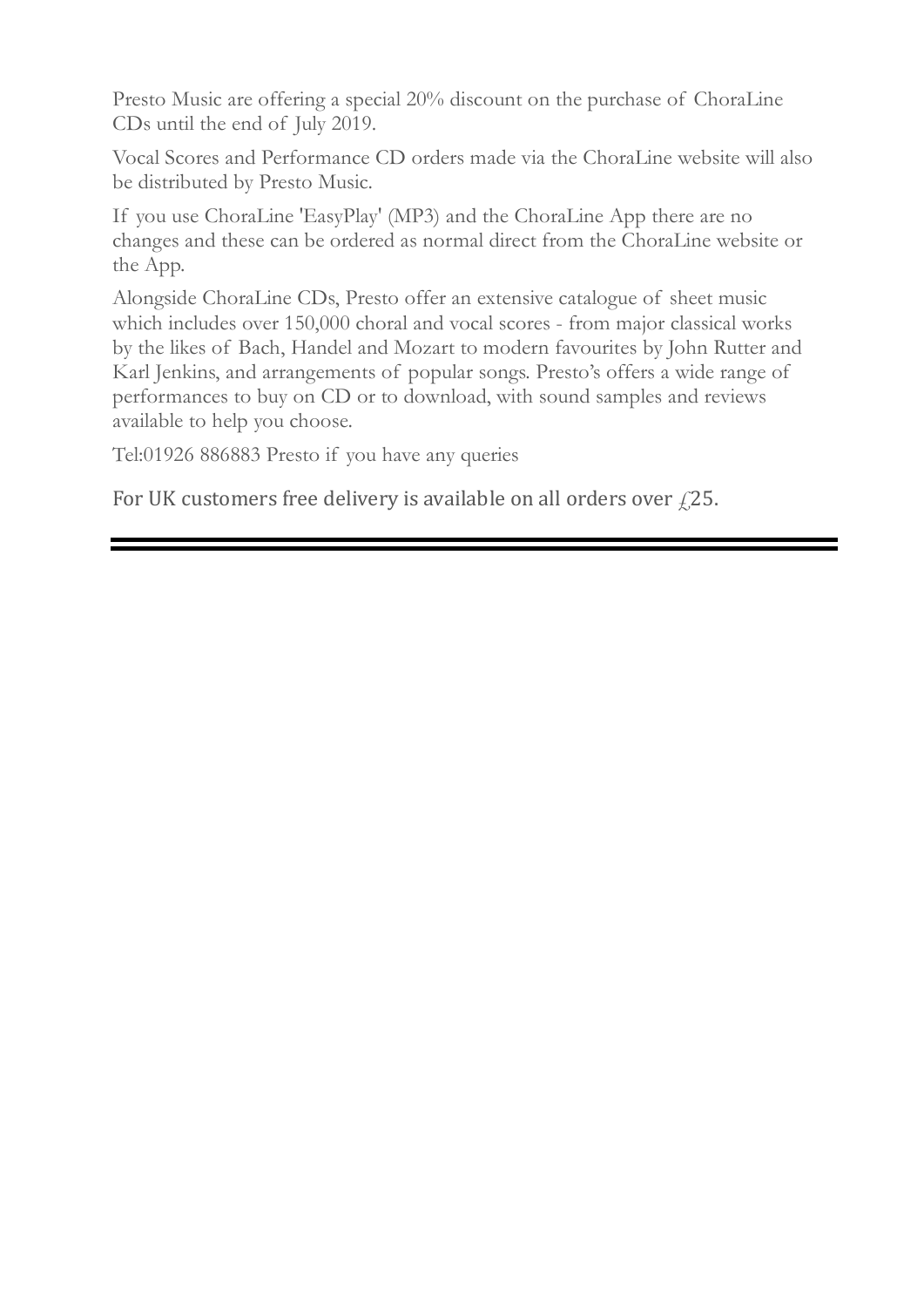Presto Music are offering a special 20% discount on the purchase of ChoraLine CDs until the end of July 2019.

Vocal Scores and Performance CD orders made via the ChoraLine website will also be distributed by Presto Music.

If you use ChoraLine 'EasyPlay' (MP3) and the ChoraLine App there are no changes and these can be ordered as normal direct from the ChoraLine website or the App.

Alongside ChoraLine CDs, Presto offer an extensive catalogue of sheet music which includes over 150,000 choral and vocal scores - from major classical works by the likes of Bach, Handel and Mozart to modern favourites by John Rutter and Karl Jenkins, and arrangements of popular songs. Presto's offers a wide range of performances to buy on CD or to download, with sound samples and reviews available to help you choose.

Tel:01926 886883 Presto if you have any queries

For UK customers free delivery is available on all orders over £25.